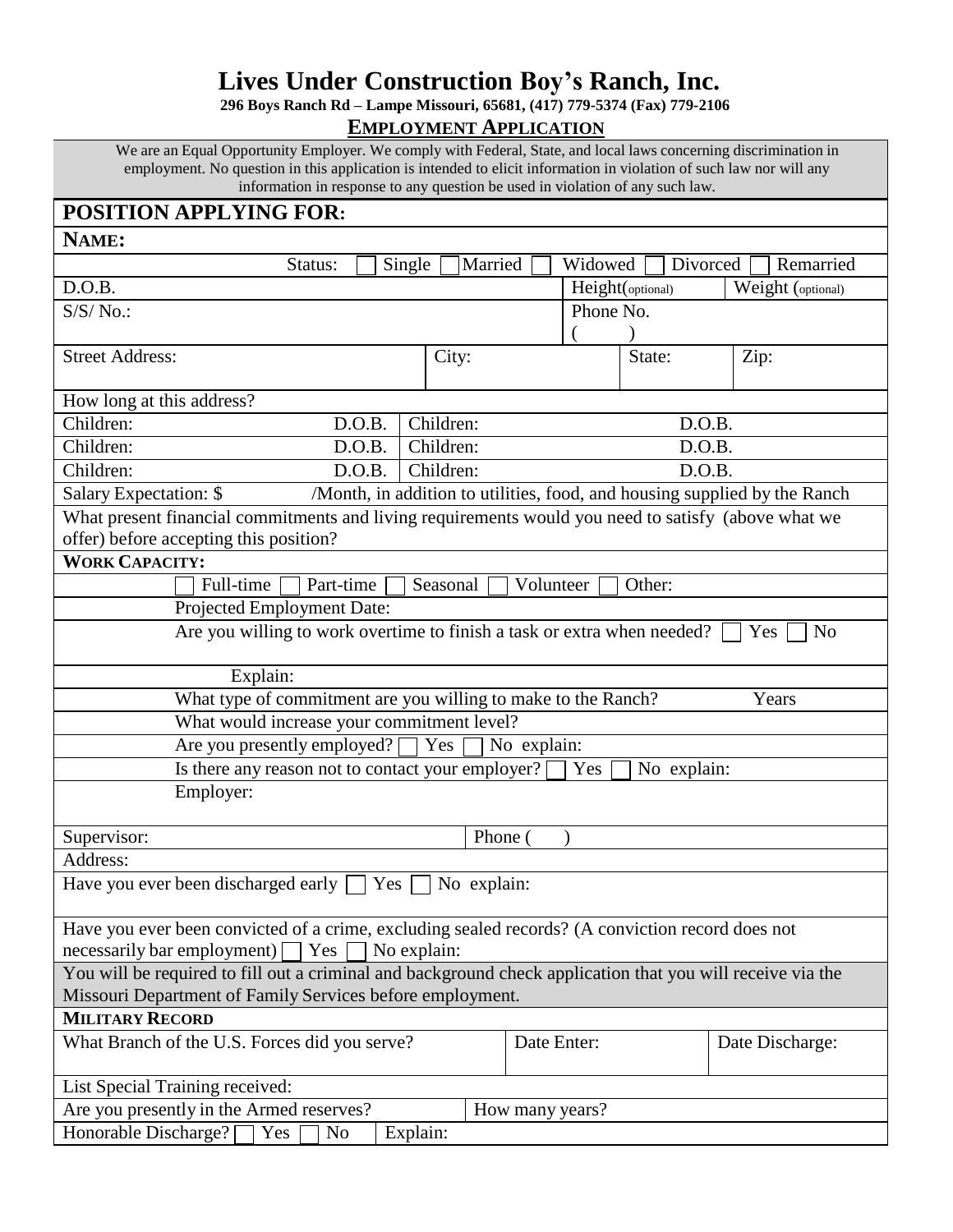# Lives Under Construction Boy's Ranch, Inc.

**296 Boys Ranch Rd – Lampe Missouri, 65681, (417) 779-5374 (Fax) 779-2106**

## EMPLOYMENT APPLICATION

We are an Equal Opportunity Employer. We comply with Federal, State, and local laws concerning discrimination in employment. No question in this application is intended to elicit information in violation of such law nor will any information in response to any question be used in violation of any such law.

**POSITION APPLYING FOR:**

**NAME:**

Status: ☐ Single ☐ Married ☐ Widowed ☐ Divorced ☐ Remarried

| D.O.B. | Height(optional) | Weight (optional) |
|---|---|---|

| S/S/ No.: | Phone No. ( ) |
|---|---|

| Street Address: | City: | State: | Zip: |
|---|---|---|---|

How long at this address?

| Children: | D.O.B. | Children: | D.O.B. |
|---|---|---|---|
| Children: | D.O.B. | Children: | D.O.B. |
| Children: | D.O.B. | Children: | D.O.B. |

Salary Expectation: $ /Month, in addition to utilities, food, and housing supplied by the Ranch

What present financial commitments and living requirements would you need to satisfy (above what we offer) before accepting this position?

**WORK CAPACITY:**

☐ Full-time ☐ Part-time ☐ Seasonal ☐ Volunteer ☐ Other:

Projected Employment Date:

Are you willing to work overtime to finish a task or extra when needed? ☐ Yes ☐ No

Explain:

What type of commitment are you willing to make to the Ranch? Years

What would increase your commitment level?

Are you presently employed? ☐ Yes ☐ No explain:

Is there any reason not to contact your employer? ☐ Yes ☐ No explain:

Employer:

| Supervisor: | Phone ( ) |
|---|---|

Address:

Have you ever been discharged early ☐ Yes ☐ No explain:

Have you ever been convicted of a crime, excluding sealed records? (A conviction record does not necessarily bar employment) ☐ Yes ☐ No explain:

You will be required to fill out a criminal and background check application that you will receive via the Missouri Department of Family Services before employment.

**MILITARY RECORD**

| What Branch of the U.S. Forces did you serve? | Date Enter: | Date Discharge: |
|---|---|---|

List Special Training received:

| Are you presently in the Armed reserves? | How many years? |
|---|---|

Honorable Discharge? ☐ Yes ☐ No Explain: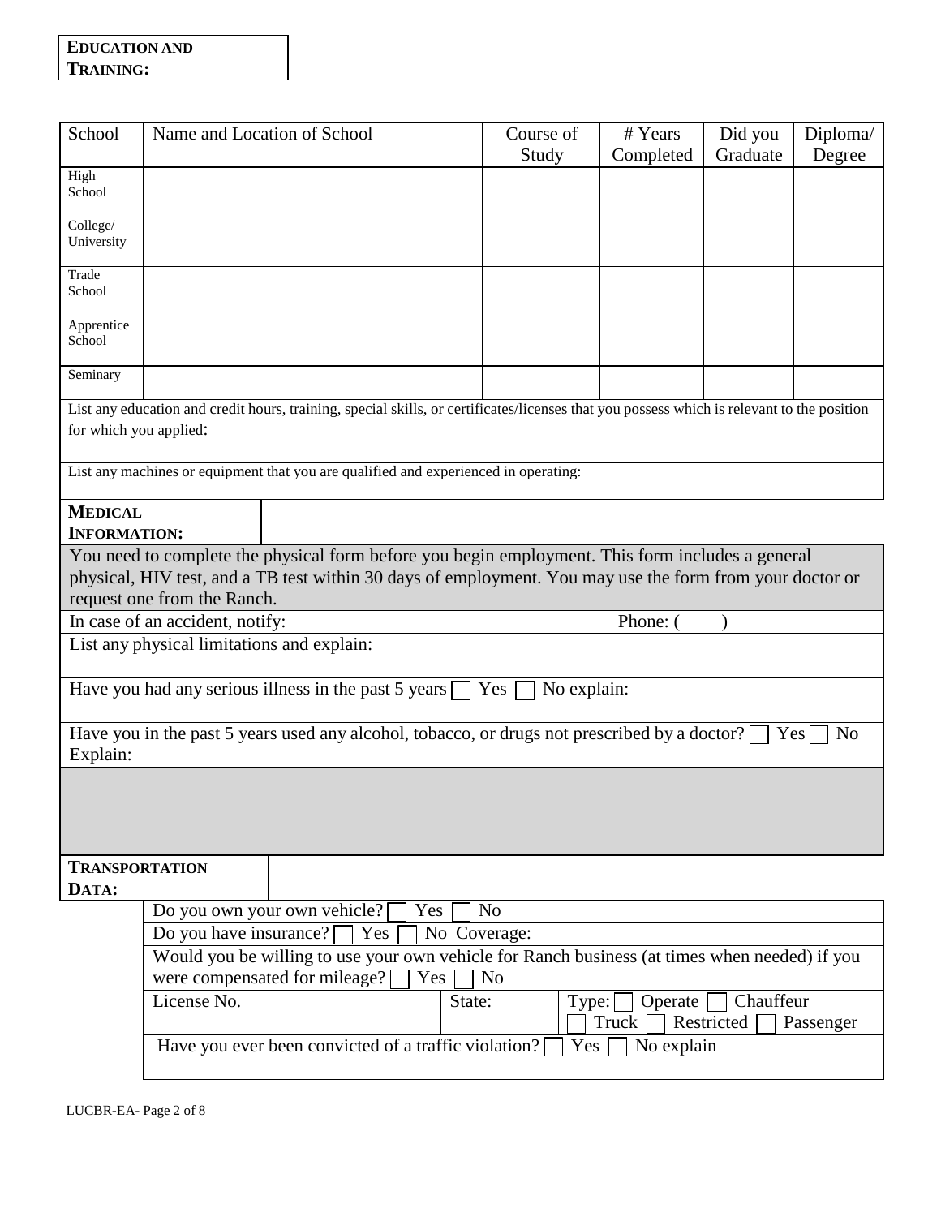**EDUCATION AND TRAINING:**

| School | Name and Location of School | Course of Study | # Years Completed | Did you Graduate | Diploma/ Degree |
|---|---|---|---|---|---|
| High School | | | | | |
| College/ University | | | | | |
| Trade School | | | | | |
| Apprentice School | | | | | |
| Seminary | | | | | |

List any education and credit hours, training, special skills, or certificates/licenses that you possess which is relevant to the position for which you applied:

List any machines or equipment that you are qualified and experienced in operating:

**MEDICAL INFORMATION:**

You need to complete the physical form before you begin employment. This form includes a general physical, HIV test, and a TB test within 30 days of employment. You may use the form from your doctor or request one from the Ranch.

In case of an accident, notify: Phone: ( )

List any physical limitations and explain:

Have you had any serious illness in the past 5 years ☐ Yes ☐ No explain:

Have you in the past 5 years used any alcohol, tobacco, or drugs not prescribed by a doctor? ☐ Yes ☐ No
Explain:

**TRANSPORTATION DATA:**

Do you own your own vehicle? ☐ Yes ☐ No

Do you have insurance? ☐ Yes ☐ No Coverage:

Would you be willing to use your own vehicle for Ranch business (at times when needed) if you were compensated for mileage? ☐ Yes ☐ No

License No. State: Type: ☐ Operate ☐ Chauffeur ☐ Truck ☐ Restricted ☐ Passenger

Have you ever been convicted of a traffic violation? ☐ Yes ☐ No explain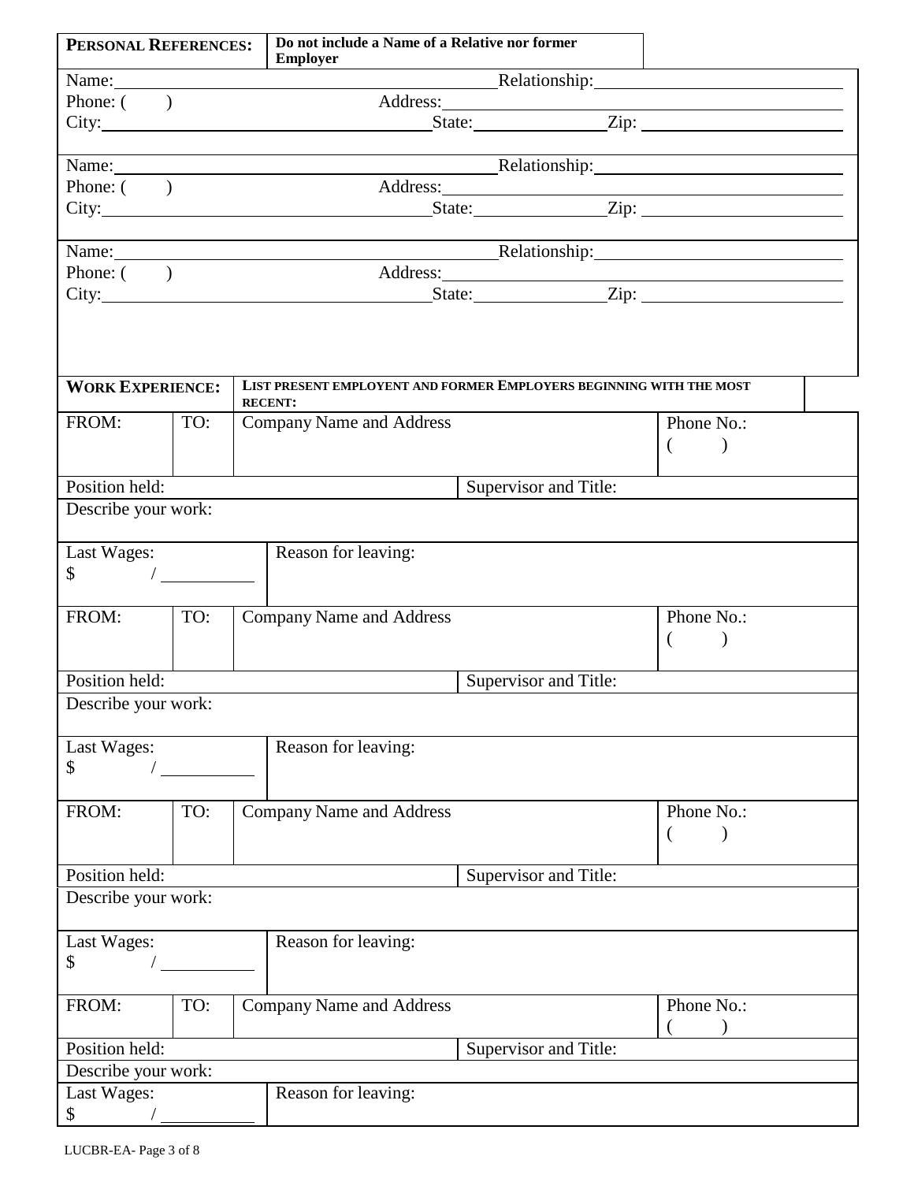| **PERSONAL REFERENCES:** | **Do not include a Name of a Relative nor former Employer** |
|---|---|

Name: ________________________ Relationship: ________________________
Phone: (    ) Address: ________________________
City: ________________________ State: ____________ Zip: ____________

Name: ________________________ Relationship: ________________________
Phone: (    ) Address: ________________________
City: ________________________ State: ____________ Zip: ____________

Name: ________________________ Relationship: ________________________
Phone: (    ) Address: ________________________
City: ________________________ State: ____________ Zip: ____________

| **WORK EXPERIENCE:** | **LIST PRESENT EMPLOYENT AND FORMER EMPLOYERS BEGINNING WITH THE MOST RECENT:** |
|---|---|

| FROM: | TO: | Company Name and Address | Phone No.: ( ) |
|---|---|---|---|
| Position held: | | Supervisor and Title: | |
| Describe your work: | | | |
| Last Wages: $ / ______ | | Reason for leaving: | |

| FROM: | TO: | Company Name and Address | Phone No.: ( ) |
|---|---|---|---|
| Position held: | | Supervisor and Title: | |
| Describe your work: | | | |
| Last Wages: $ / ______ | | Reason for leaving: | |

| FROM: | TO: | Company Name and Address | Phone No.: ( ) |
|---|---|---|---|
| Position held: | | Supervisor and Title: | |
| Describe your work: | | | |
| Last Wages: $ / ______ | | Reason for leaving: | |

| FROM: | TO: | Company Name and Address | Phone No.: ( ) |
|---|---|---|---|
| Position held: | | Supervisor and Title: | |
| Describe your work: | | | |
| Last Wages: $ / ______ | | Reason for leaving: | |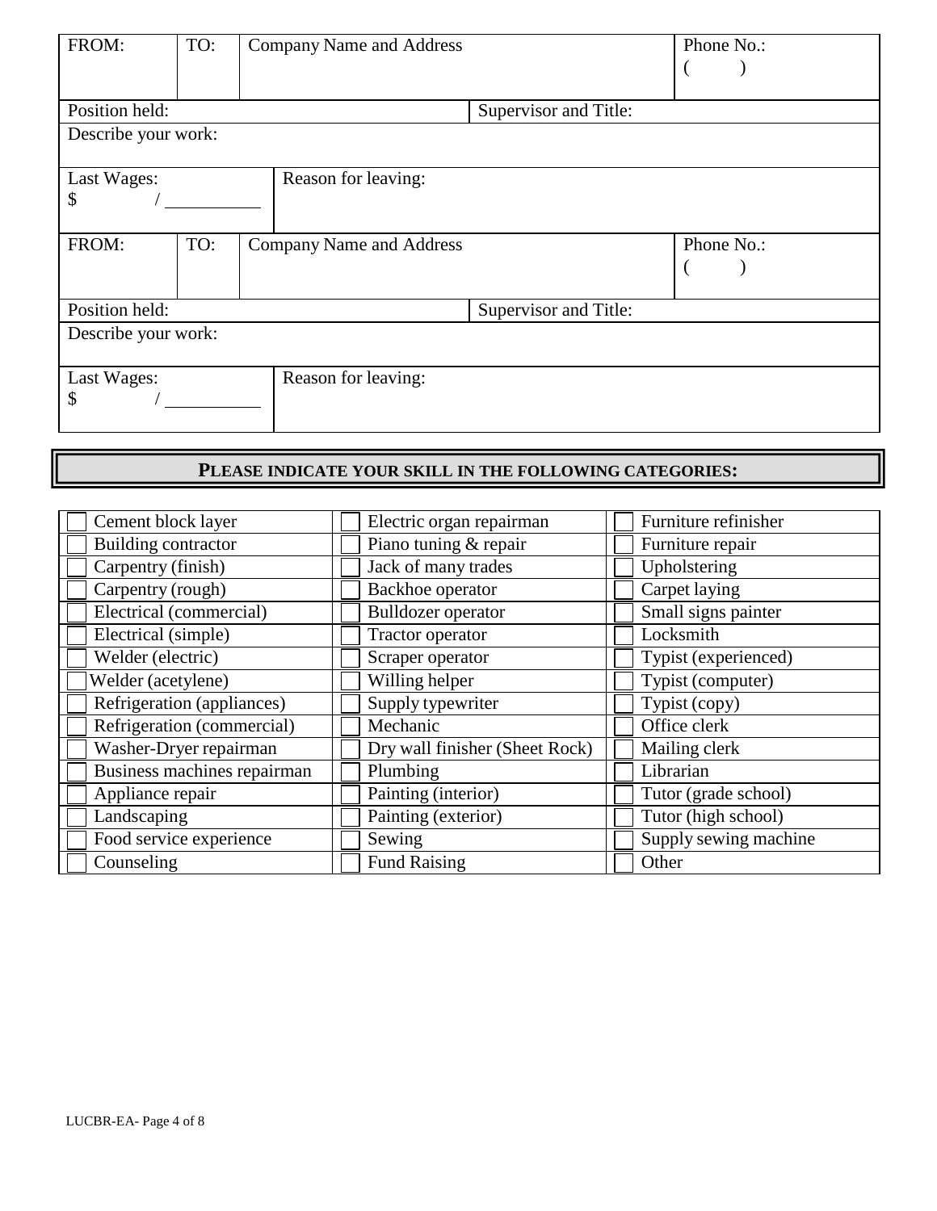| FROM: | TO: | Company Name and Address | | Phone No.: ( ) |
|---|---|---|---|---|
| Position held: | | | Supervisor and Title: | |
| Describe your work: | | | | |
| Last Wages: $ / | | Reason for leaving: | | |

| FROM: | TO: | Company Name and Address | | Phone No.: ( ) |
|---|---|---|---|---|
| Position held: | | | Supervisor and Title: | |
| Describe your work: | | | | |
| Last Wages: $ / | | Reason for leaving: | | |

## PLEASE INDICATE YOUR SKILL IN THE FOLLOWING CATEGORIES:

| | | |
|---|---|---|
| ☐ Cement block layer | ☐ Electric organ repairman | ☐ Furniture refinisher |
| ☐ Building contractor | ☐ Piano tuning & repair | ☐ Furniture repair |
| ☐ Carpentry (finish) | ☐ Jack of many trades | ☐ Upholstering |
| ☐ Carpentry (rough) | ☐ Backhoe operator | ☐ Carpet laying |
| ☐ Electrical (commercial) | ☐ Bulldozer operator | ☐ Small signs painter |
| ☐ Electrical (simple) | ☐ Tractor operator | ☐ Locksmith |
| ☐ Welder (electric) | ☐ Scraper operator | ☐ Typist (experienced) |
| ☐ Welder (acetylene) | ☐ Willing helper | ☐ Typist (computer) |
| ☐ Refrigeration (appliances) | ☐ Supply typewriter | ☐ Typist (copy) |
| ☐ Refrigeration (commercial) | ☐ Mechanic | ☐ Office clerk |
| ☐ Washer-Dryer repairman | ☐ Dry wall finisher (Sheet Rock) | ☐ Mailing clerk |
| ☐ Business machines repairman | ☐ Plumbing | ☐ Librarian |
| ☐ Appliance repair | ☐ Painting (interior) | ☐ Tutor (grade school) |
| ☐ Landscaping | ☐ Painting (exterior) | ☐ Tutor (high school) |
| ☐ Food service experience | ☐ Sewing | ☐ Supply sewing machine |
| ☐ Counseling | ☐ Fund Raising | ☐ Other |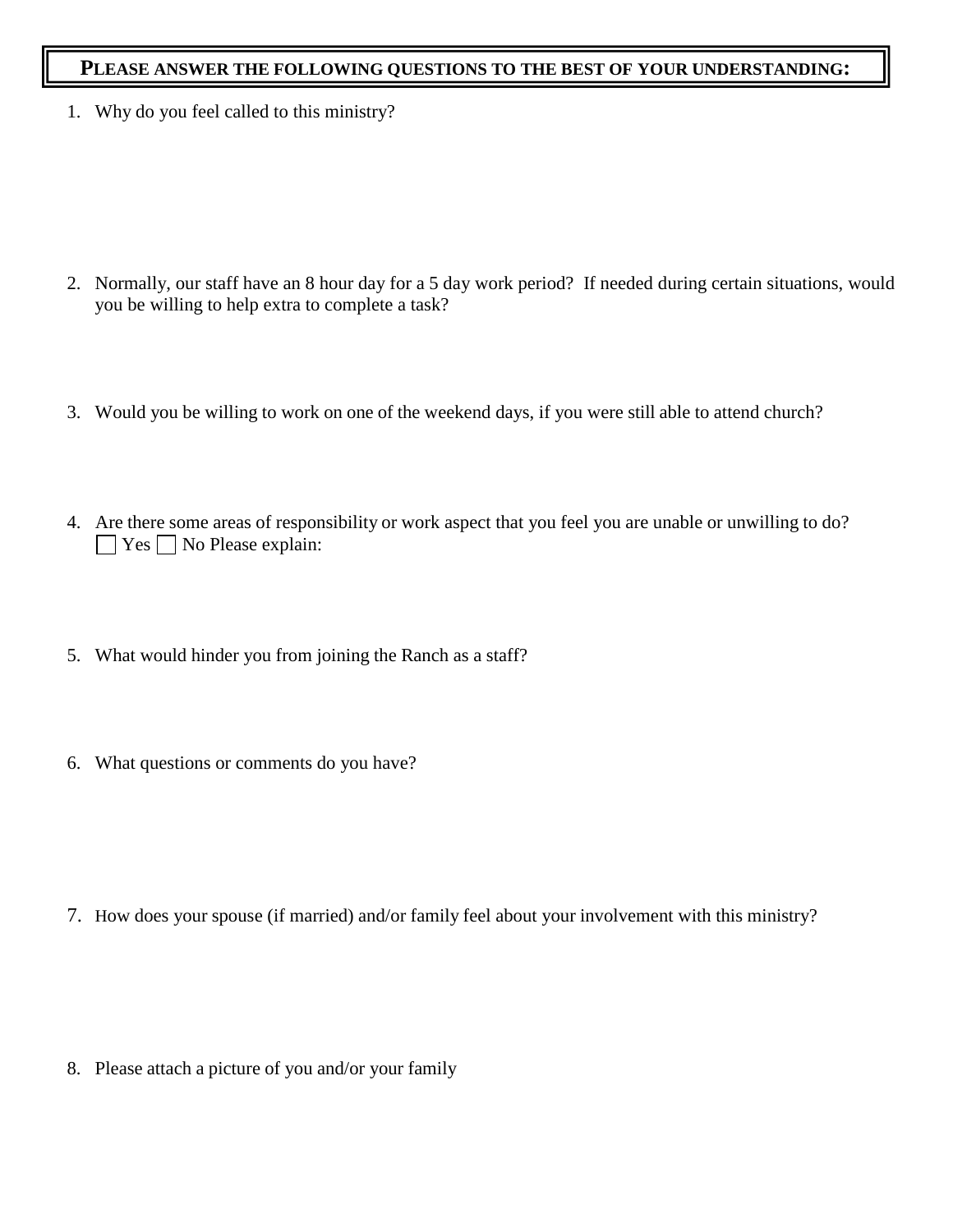## PLEASE ANSWER THE FOLLOWING QUESTIONS TO THE BEST OF YOUR UNDERSTANDING:

1. Why do you feel called to this ministry?

2. Normally, our staff have an 8 hour day for a 5 day work period? If needed during certain situations, would you be willing to help extra to complete a task?

3. Would you be willing to work on one of the weekend days, if you were still able to attend church?

4. Are there some areas of responsibility or work aspect that you feel you are unable or unwilling to do?
   ☐ Yes ☐ No Please explain:

5. What would hinder you from joining the Ranch as a staff?

6. What questions or comments do you have?

7. How does your spouse (if married) and/or family feel about your involvement with this ministry?

8. Please attach a picture of you and/or your family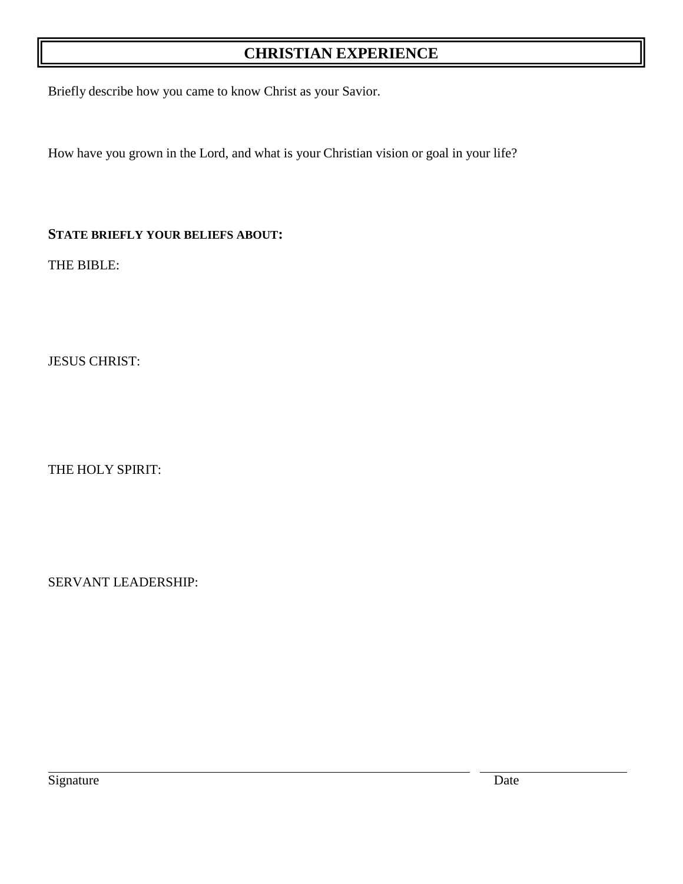## CHRISTIAN EXPERIENCE

Briefly describe how you came to know Christ as your Savior.

How have you grown in the Lord, and what is your Christian vision or goal in your life?

**STATE BRIEFLY YOUR BELIEFS ABOUT:**

THE BIBLE:

JESUS CHRIST:

THE HOLY SPIRIT:

SERVANT LEADERSHIP:

Signature &nbsp;&nbsp;&nbsp;&nbsp;&nbsp;&nbsp;&nbsp;&nbsp;&nbsp;&nbsp;&nbsp;&nbsp;&nbsp;&nbsp;&nbsp;&nbsp; Date